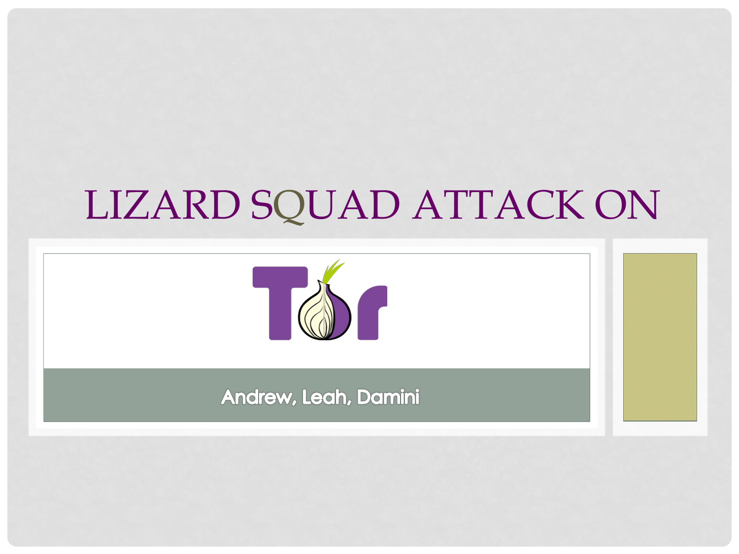# LIZARD SQUAD ATTACK ON

Tor

Andrew, Leah, Damini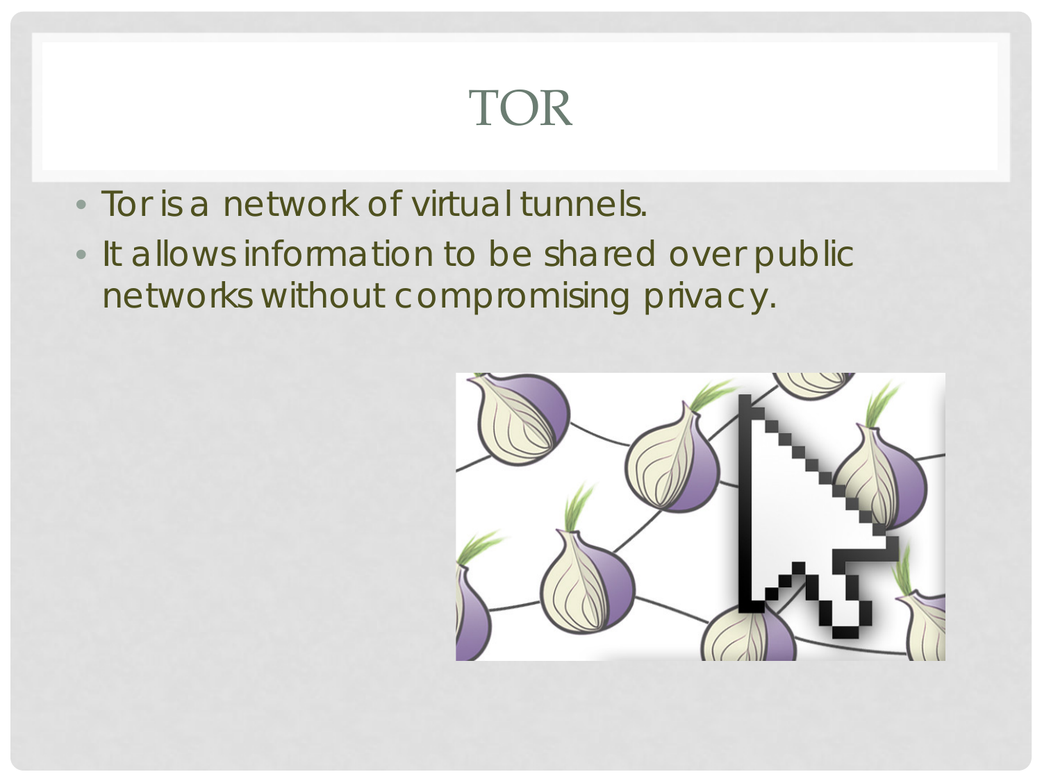# TOR

- Tor is a network of virtual tunnels.
- It allows information to be shared over public networks without compromising privacy.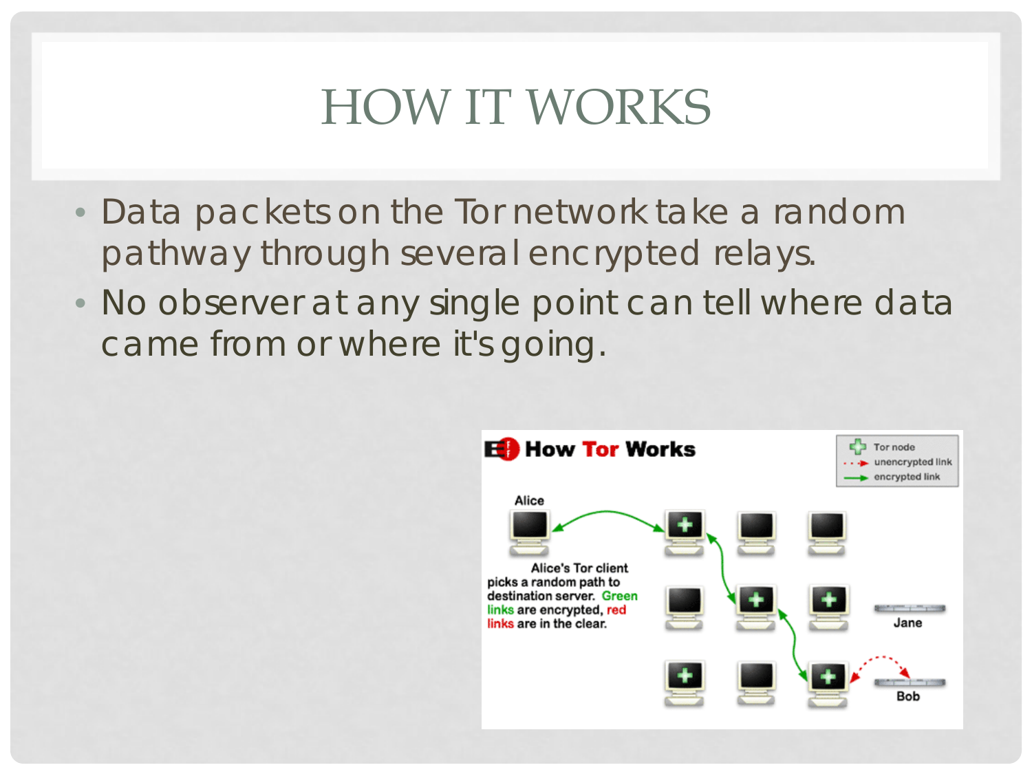# HOW IT WORKS

- Data packets on the Tor network take a random pathway through several encrypted relays.
- No observer at any single point can tell where data came from or where it's going.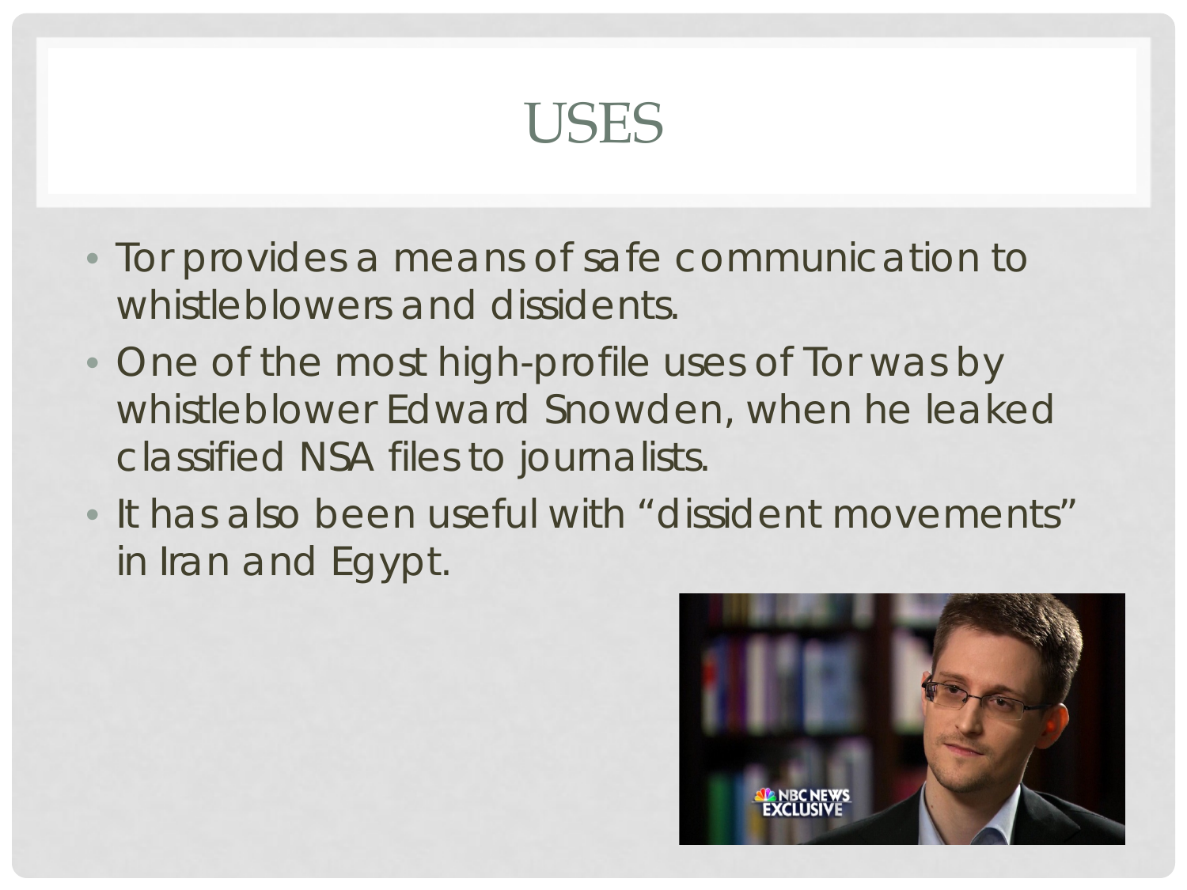# USES

- Tor provides a means of safe communication to whistleblowers and dissidents.
- One of the most high-profile uses of Tor was by whistleblower Edward Snowden, when he leaked classified NSA files to journalists.
- It has also been useful with "dissident movements" in Iran and Egypt.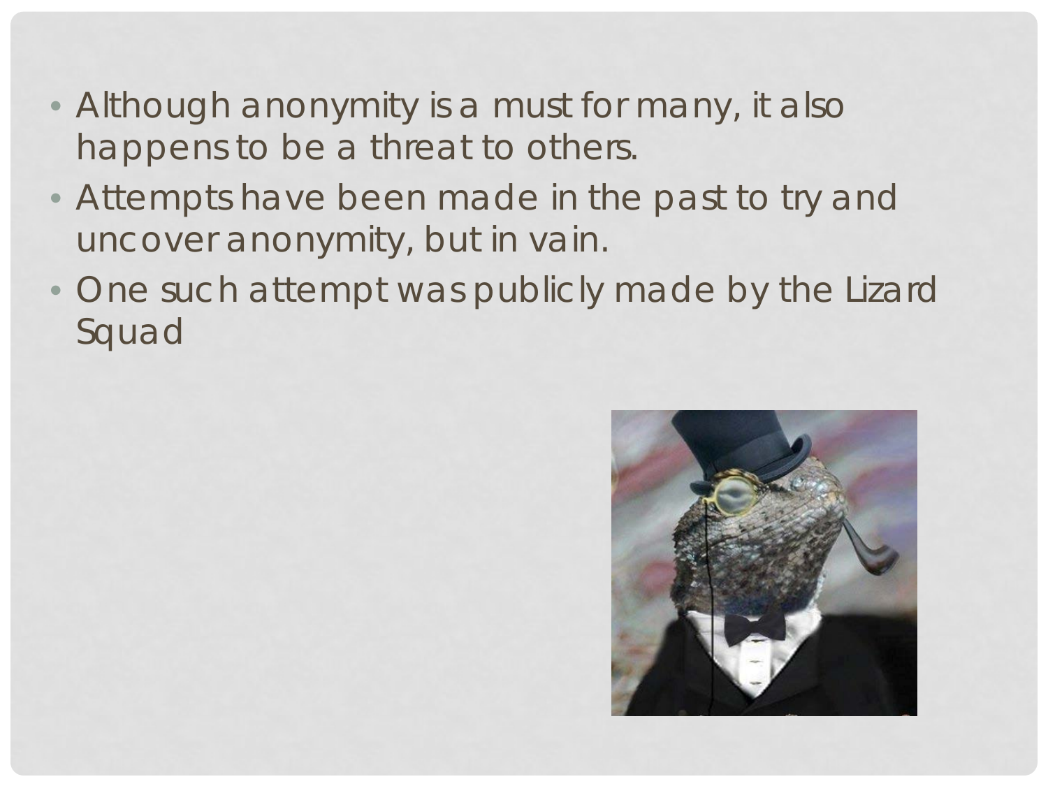- Although anonymity is a must for many, it also happens to be a threat to others.
- Attempts have been made in the past to try and uncover anonymity, but in vain.
- One such attempt was publicly made by the Lizard Squad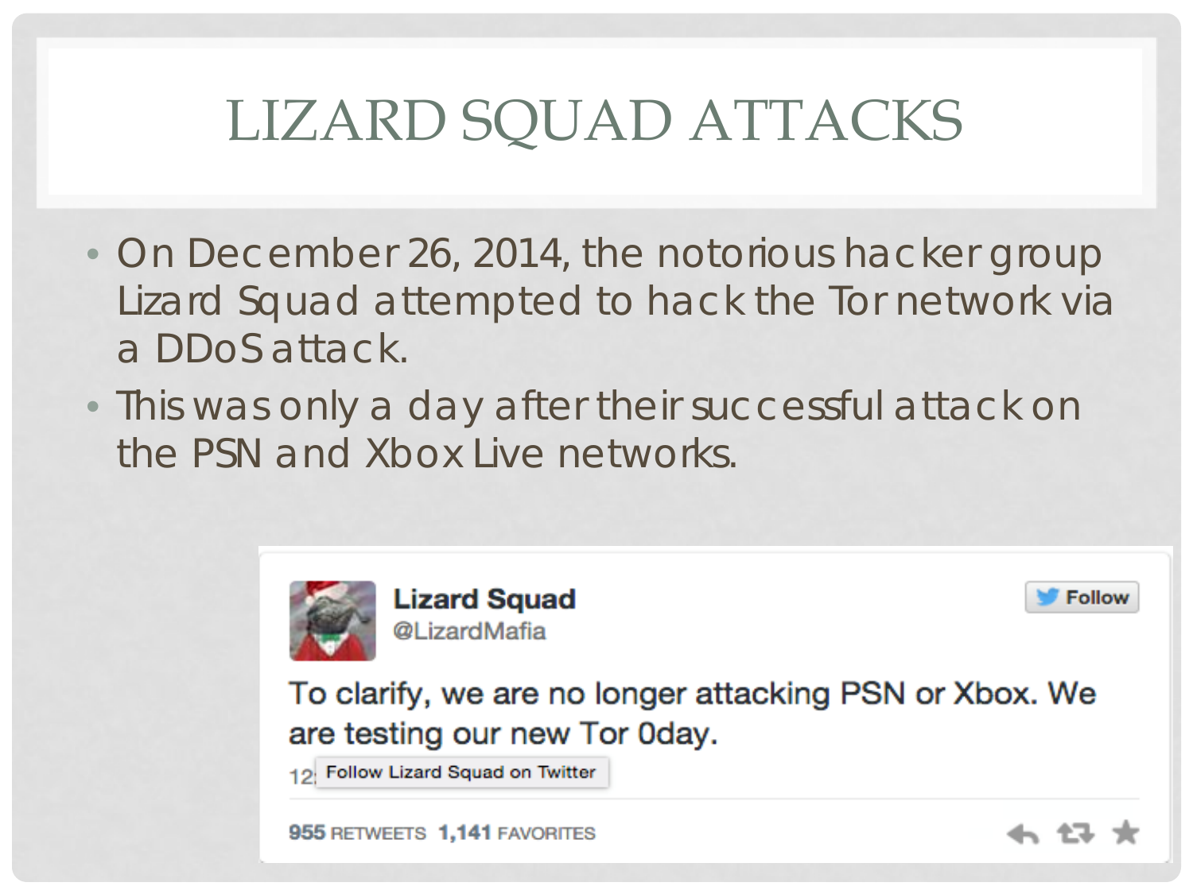# LIZARD SQUAD ATTACKS

- On December 26, 2014, the notorious hacker group Lizard Squad attempted to hack the Tor network via a DDoS attack.
- This was only a day after their successful attack on the PSN and Xbox Live networks.

**Lizard Squad**
@LizardMafia

To clarify, we are no longer attacking PSN or Xbox. We are testing our new Tor 0day.

12: Follow Lizard Squad on Twitter

955 RETWEETS 1,141 FAVORITES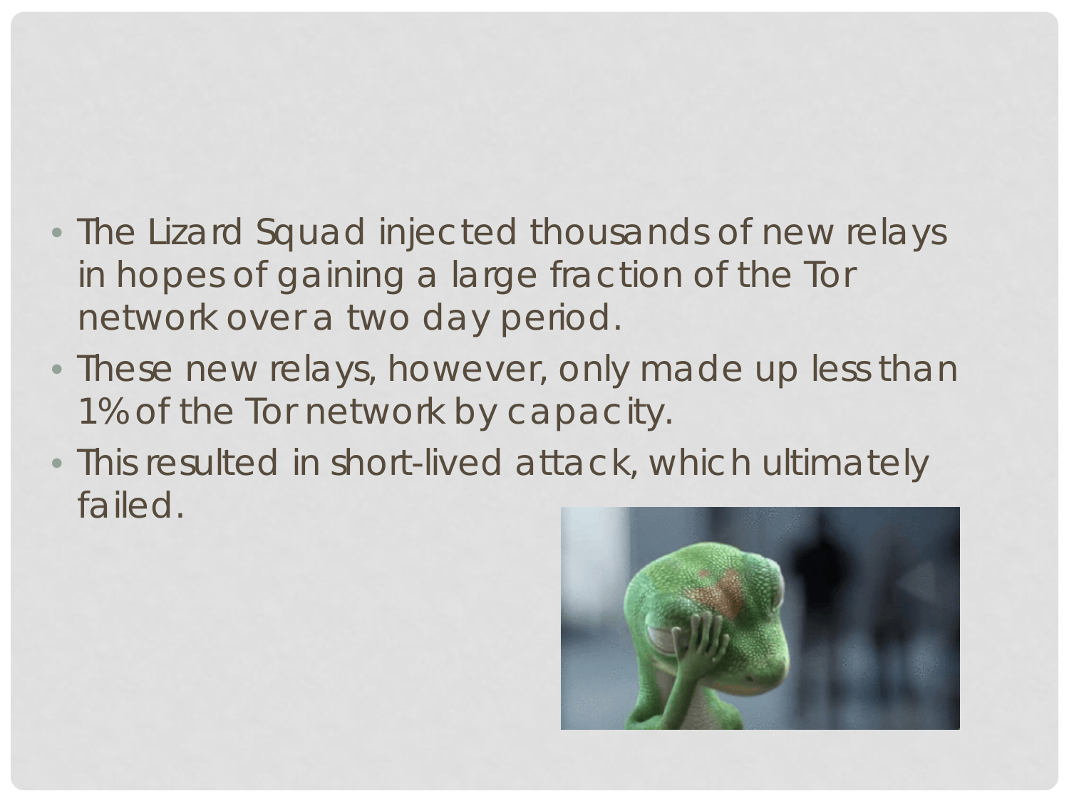- The Lizard Squad injected thousands of new relays in hopes of gaining a large fraction of the Tor network over a two day period.
- These new relays, however, only made up less than 1% of the Tor network by capacity.
- This resulted in short-lived attack, which ultimately failed.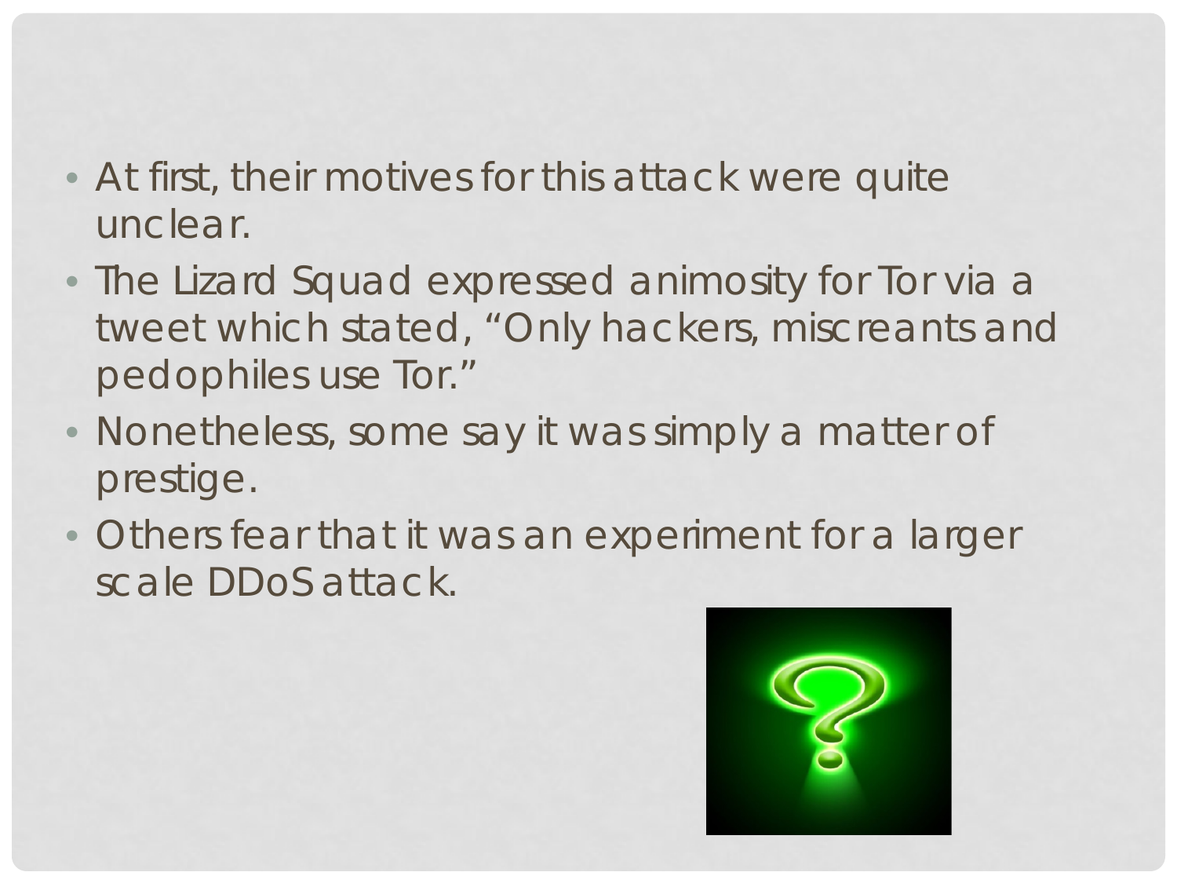- At first, their motives for this attack were quite unclear.
- The Lizard Squad expressed animosity for Tor via a tweet which stated, “Only hackers, miscreants and pedophiles use Tor.”
- Nonetheless, some say it was simply a matter of prestige.
- Others fear that it was an experiment for a larger scale DDoS attack.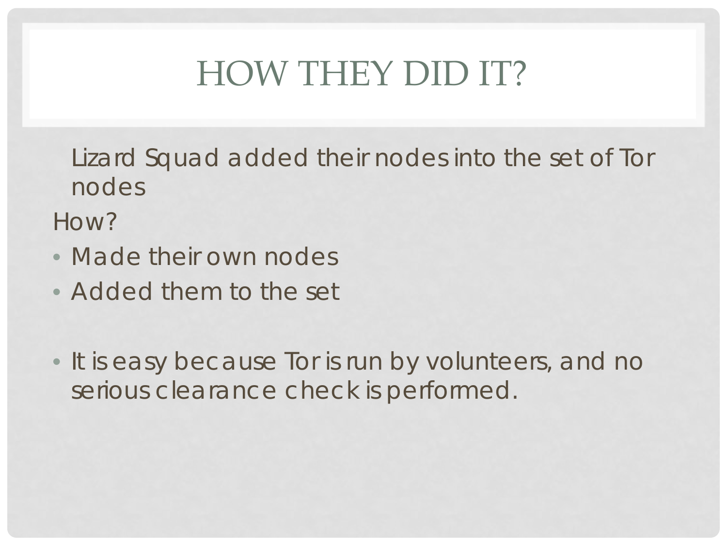# HOW THEY DID IT?

Lizard Squad added their nodes into the set of Tor nodes

How?

- Made their own nodes
- Added them to the set

- It is easy because Tor is run by volunteers, and no serious clearance check is performed.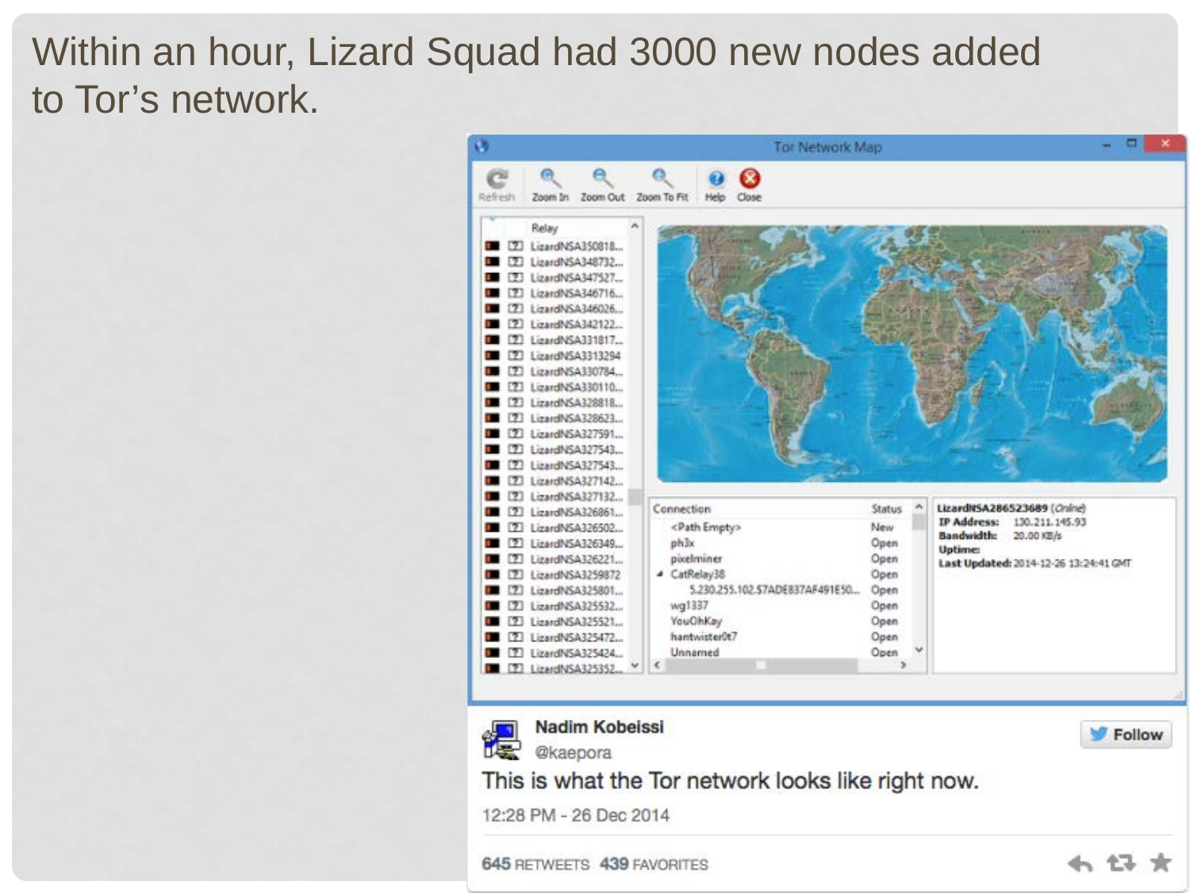Within an hour, Lizard Squad had 3000 new nodes added to Tor's network.

Nadim Kobeissi
@kaepora

This is what the Tor network looks like right now.

12:28 PM - 26 Dec 2014

645 RETWEETS 439 FAVORITES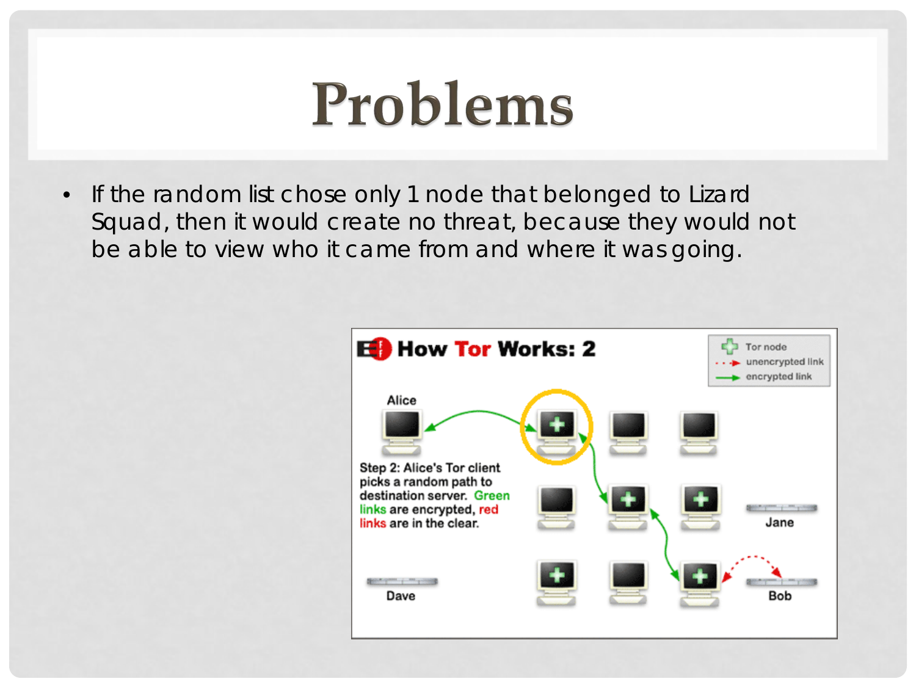# Problems

- If the random list chose only 1 node that belonged to Lizard Squad, then it would create no threat, because they would not be able to view who it came from and where it was going.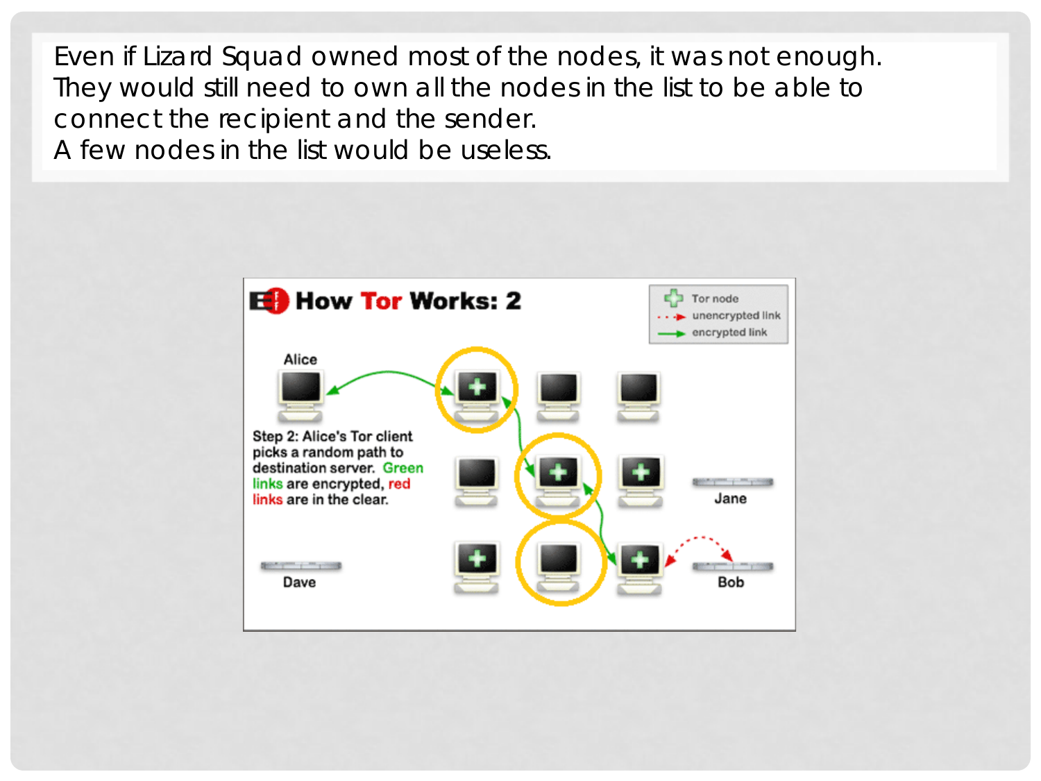Even if Lizard Squad owned most of the nodes, it was not enough. They would still need to own all the nodes in the list to be able to connect the recipient and the sender.
A few nodes in the list would be useless.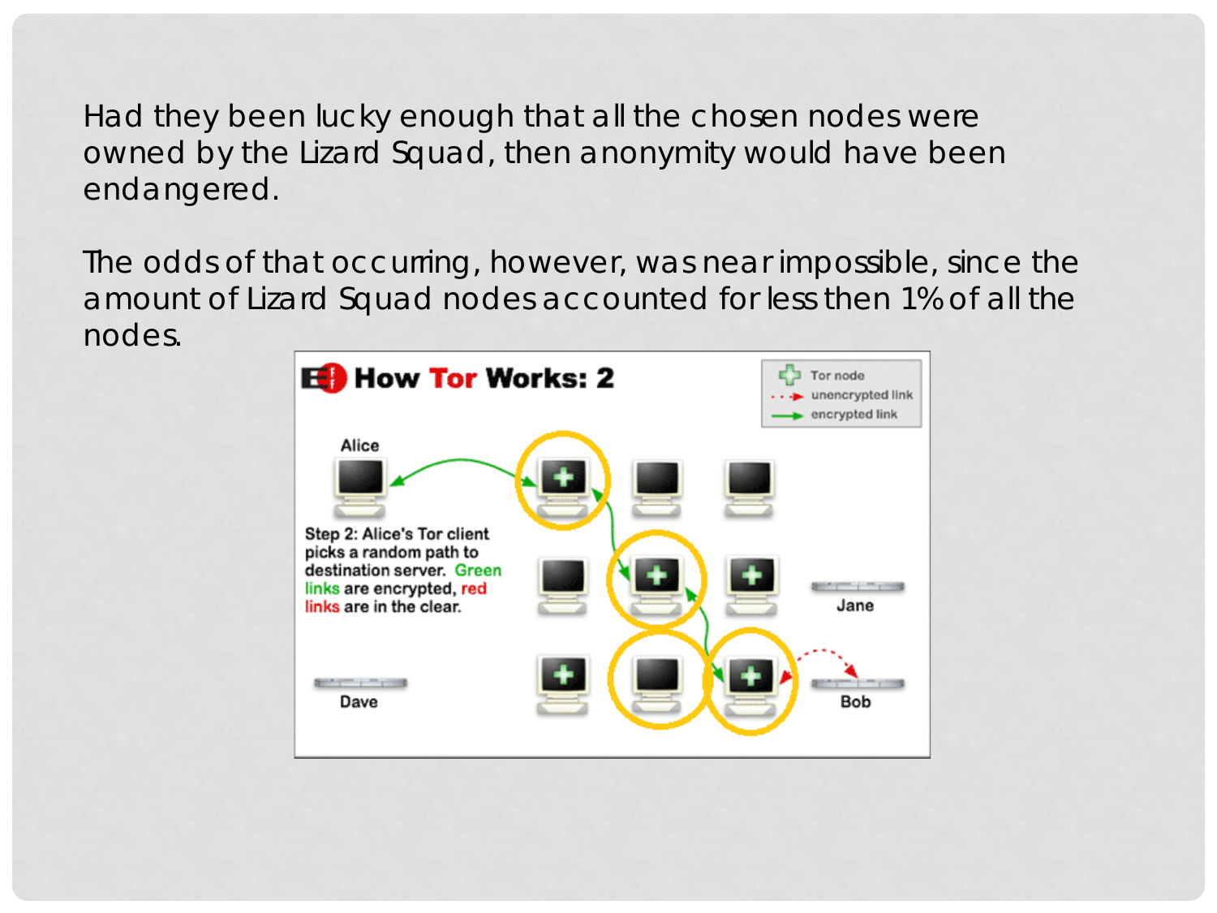Had they been lucky enough that all the chosen nodes were owned by the Lizard Squad, then anonymity would have been endangered.

The odds of that occurring, however, was near impossible, since the amount of Lizard Squad nodes accounted for less then 1% of all the nodes.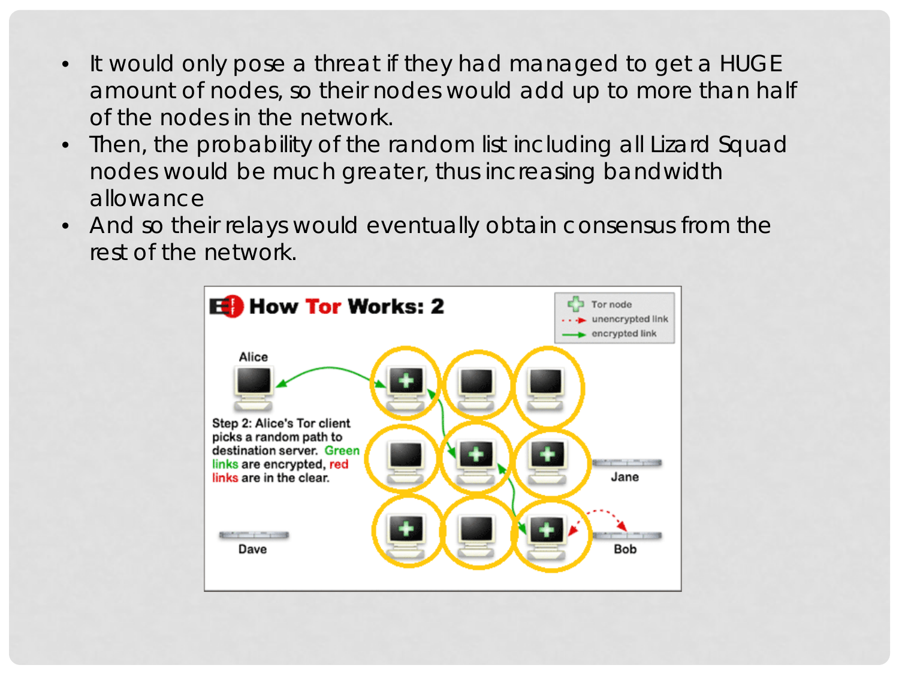- It would only pose a threat if they had managed to get a HUGE amount of nodes, so their nodes would add up to more than half of the nodes in the network.
- Then, the probability of the random list including all Lizard Squad nodes would be much greater, thus increasing bandwidth allowance
- And so their relays would eventually obtain consensus from the rest of the network.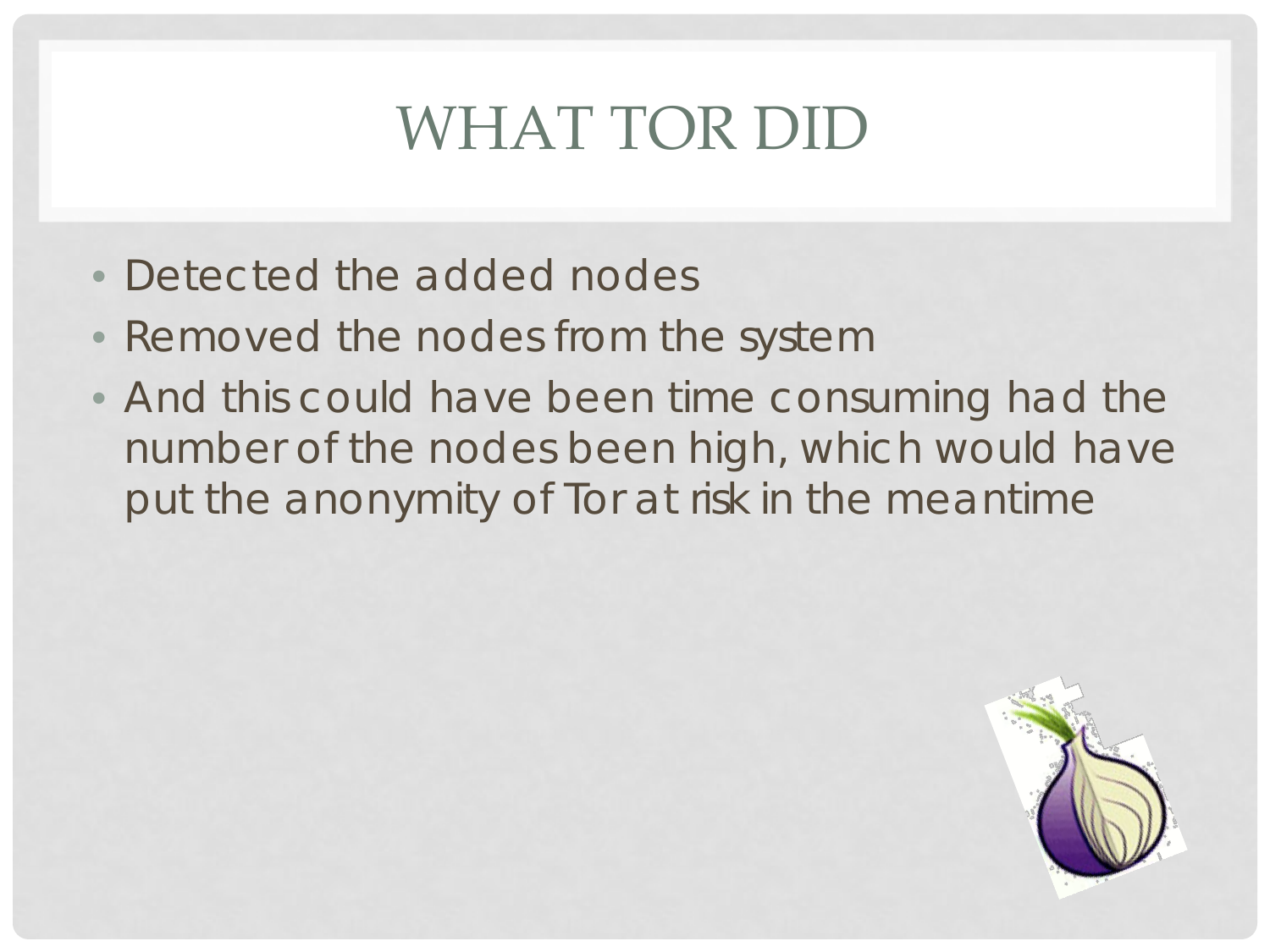# WHAT TOR DID

- Detected the added nodes
- Removed the nodes from the system
- And this could have been time consuming had the number of the nodes been high, which would have put the anonymity of Tor at risk in the meantime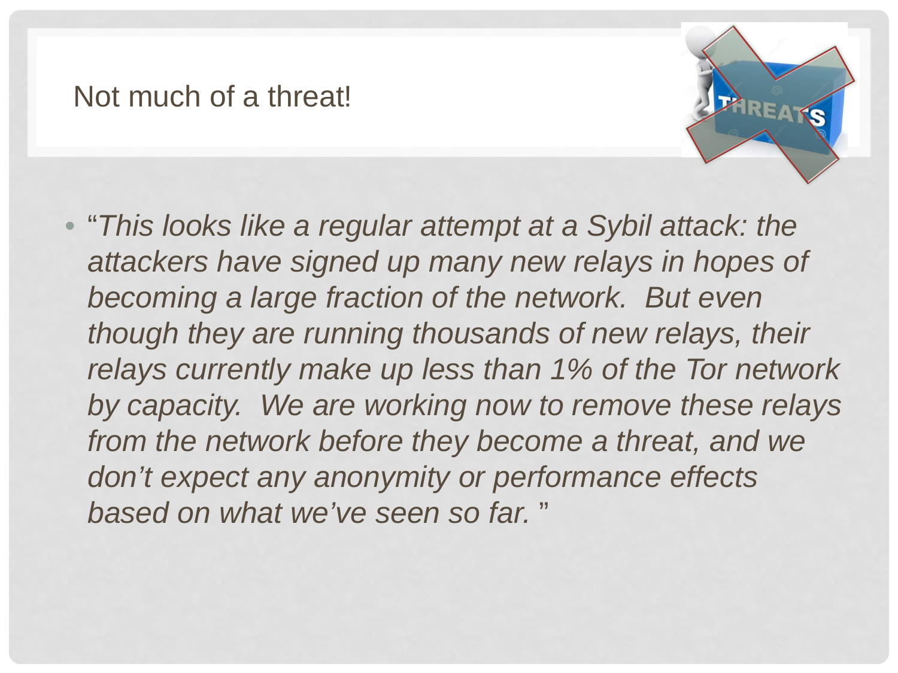# Not much of a threat!

- "*This looks like a regular attempt at a Sybil attack: the attackers have signed up many new relays in hopes of becoming a large fraction of the network. But even though they are running thousands of new relays, their relays currently make up less than 1% of the Tor network by capacity. We are working now to remove these relays from the network before they become a threat, and we don't expect any anonymity or performance effects based on what we've seen so far.* "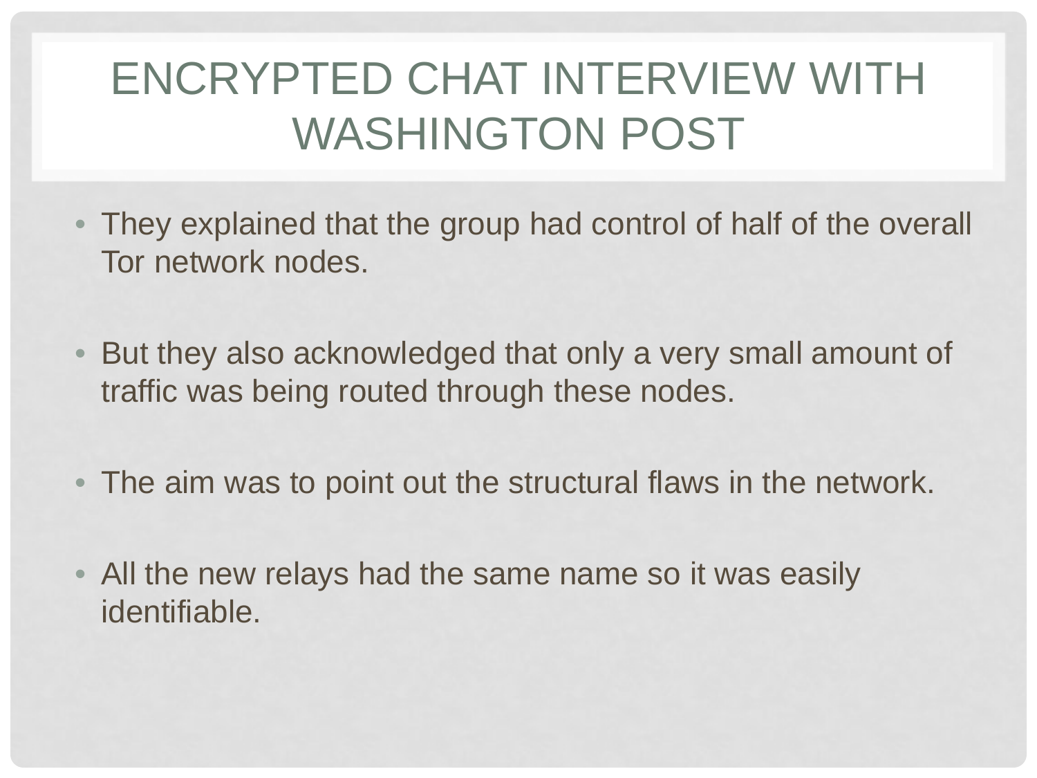# ENCRYPTED CHAT INTERVIEW WITH WASHINGTON POST

- They explained that the group had control of half of the overall Tor network nodes.
- But they also acknowledged that only a very small amount of traffic was being routed through these nodes.
- The aim was to point out the structural flaws in the network.
- All the new relays had the same name so it was easily identifiable.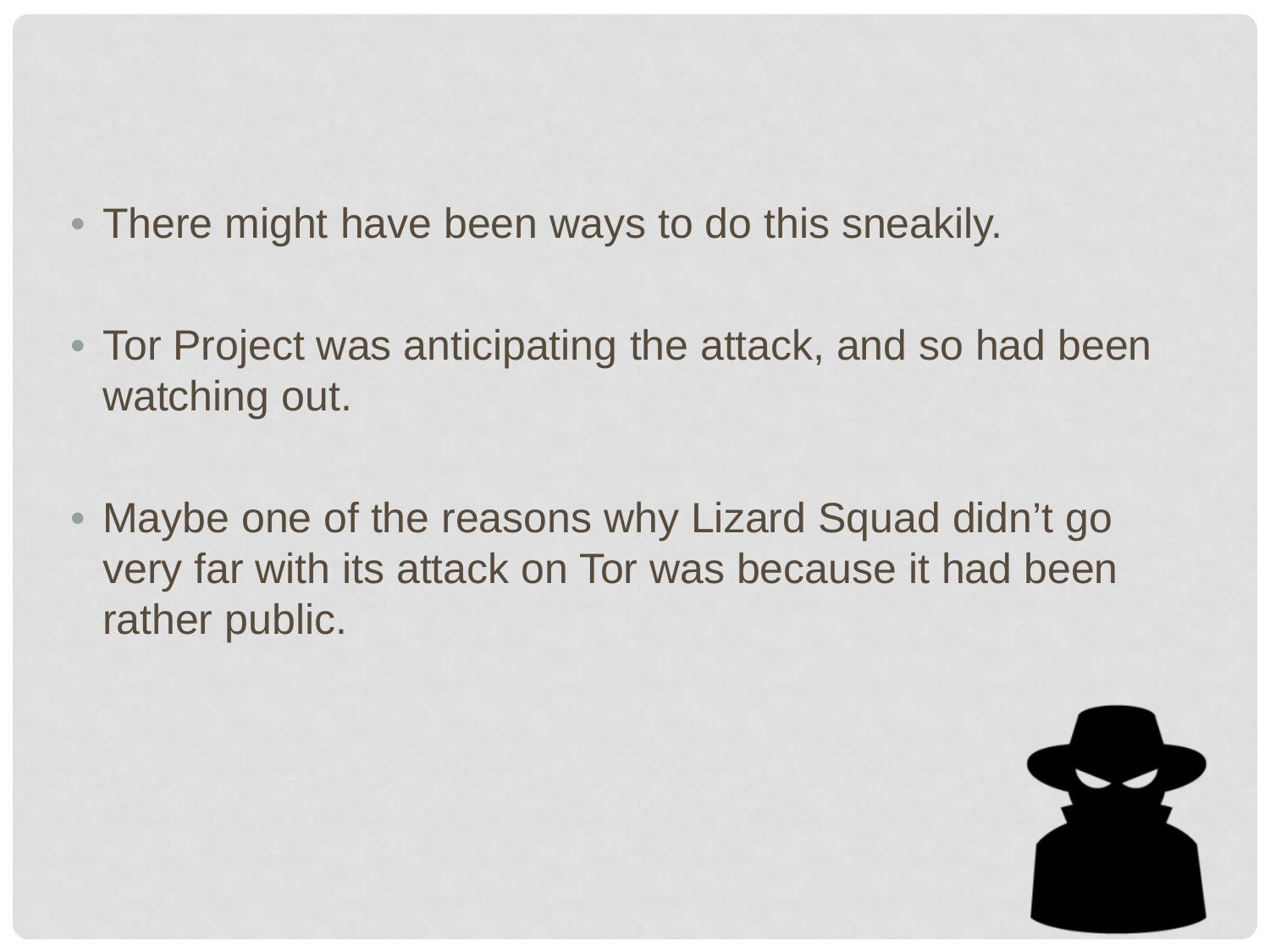- There might have been ways to do this sneakily.

- Tor Project was anticipating the attack, and so had been watching out.

- Maybe one of the reasons why Lizard Squad didn't go very far with its attack on Tor was because it had been rather public.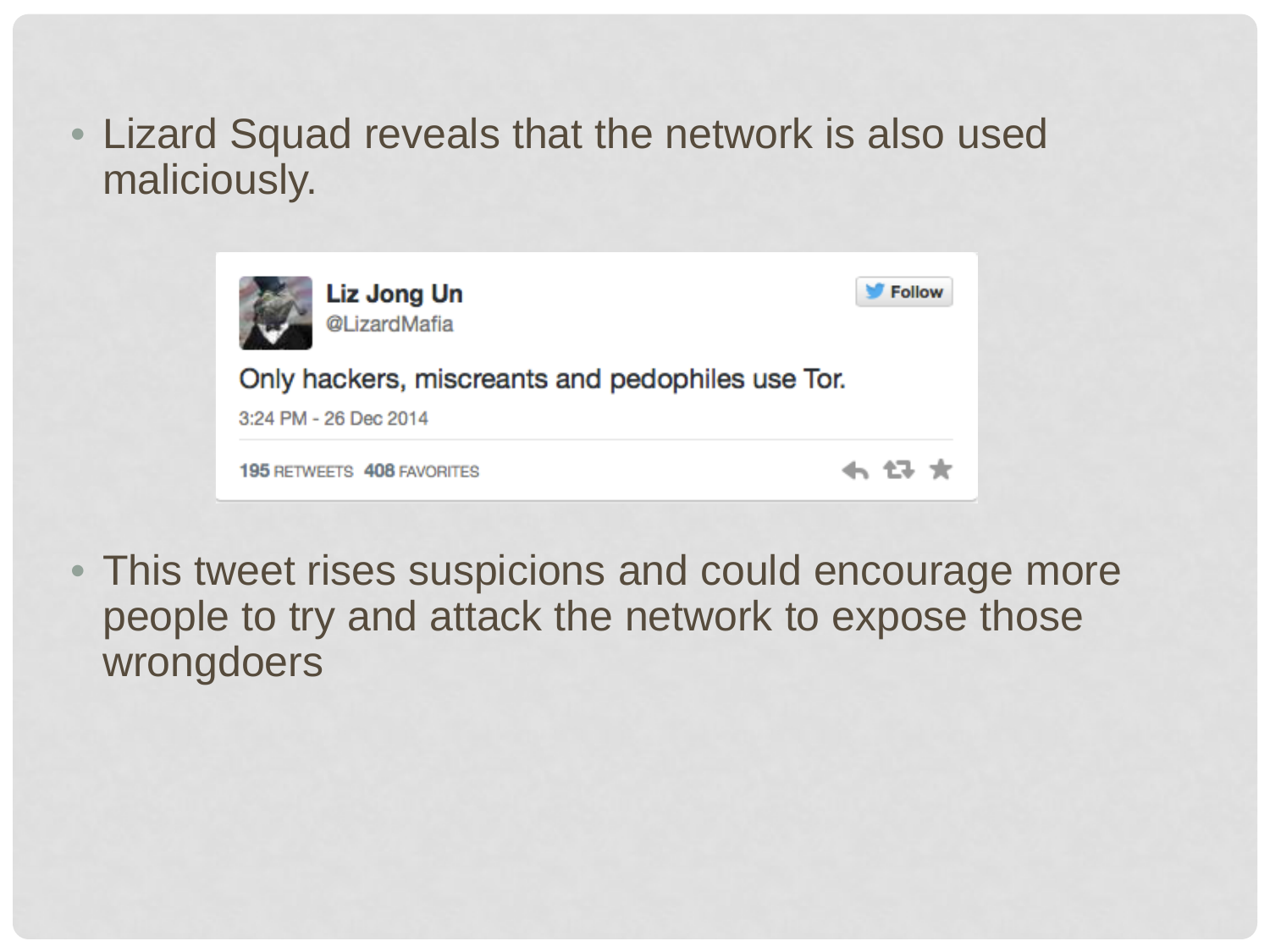- Lizard Squad reveals that the network is also used maliciously.

Liz Jong Un
@LizardMafia

Only hackers, miscreants and pedophiles use Tor.

3:24 PM - 26 Dec 2014

195 RETWEETS 408 FAVORITES

- This tweet rises suspicions and could encourage more people to try and attack the network to expose those wrongdoers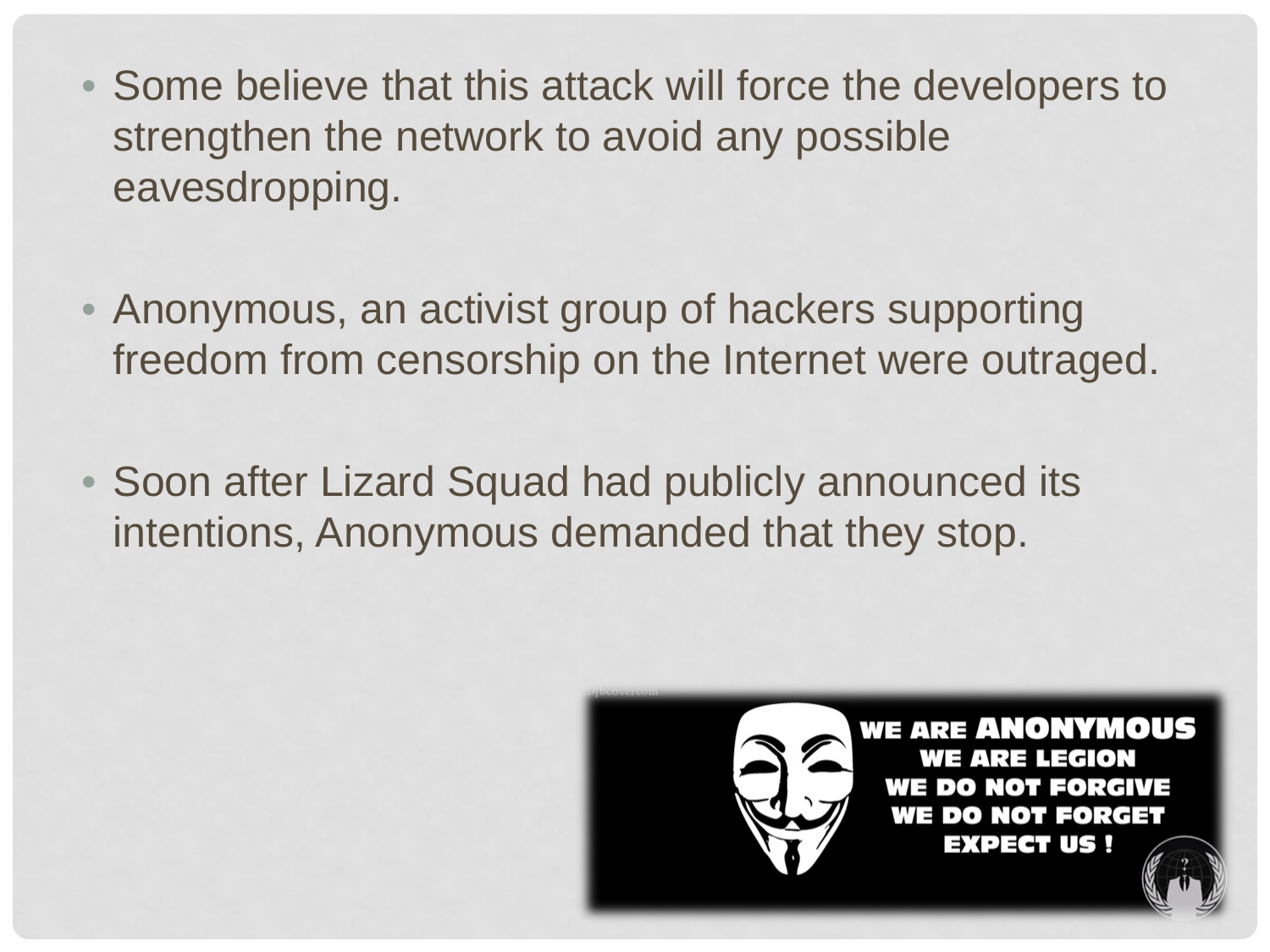- Some believe that this attack will force the developers to strengthen the network to avoid any possible eavesdropping.

- Anonymous, an activist group of hackers supporting freedom from censorship on the Internet were outraged.

- Soon after Lizard Squad had publicly announced its intentions, Anonymous demanded that they stop.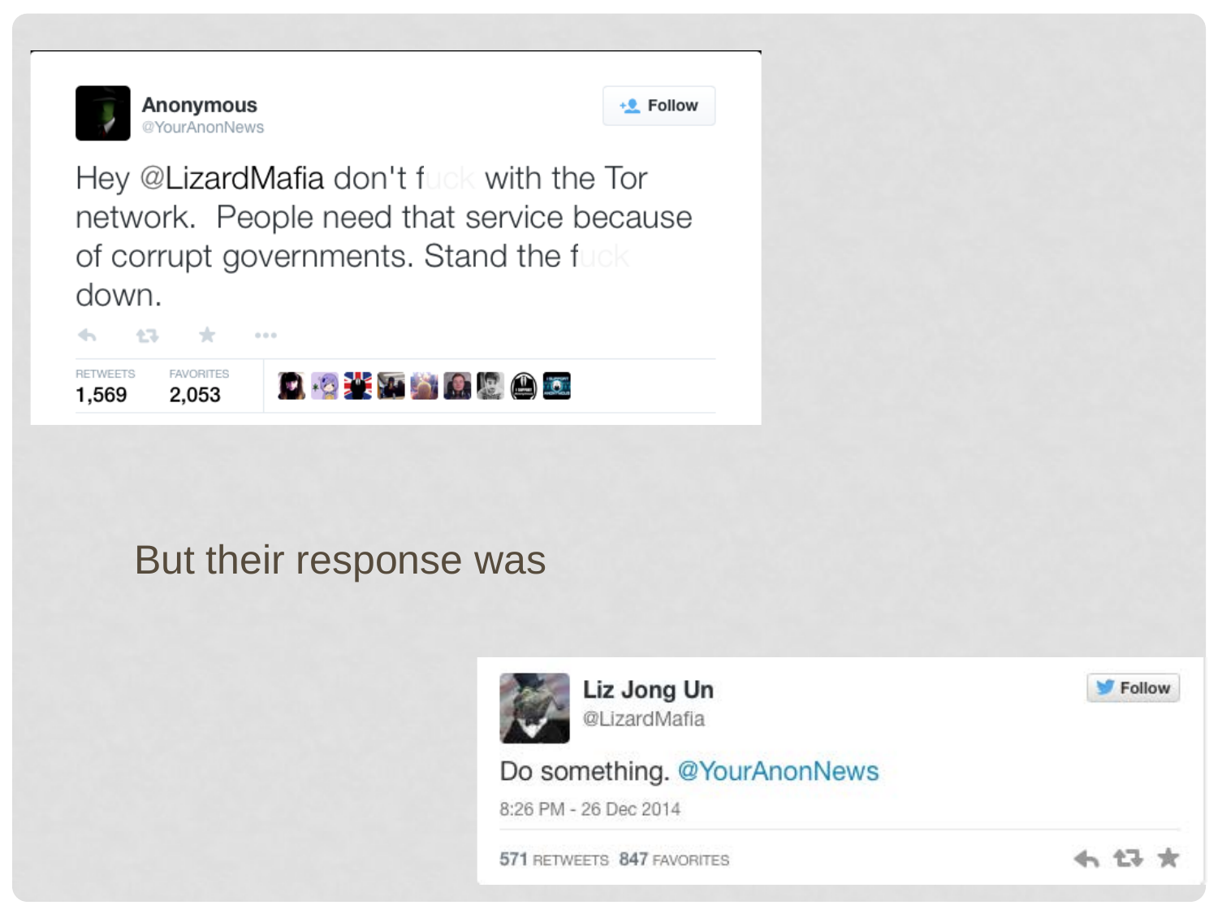**Anonymous**
@YourAnonNews

Hey @LizardMafia don't fuck with the Tor network. People need that service because of corrupt governments. Stand the fuck down.

RETWEETS 1,569 FAVORITES 2,053

But their response was

**Liz Jong Un**
@LizardMafia

Do something. @YourAnonNews

8:26 PM - 26 Dec 2014

571 RETWEETS 847 FAVORITES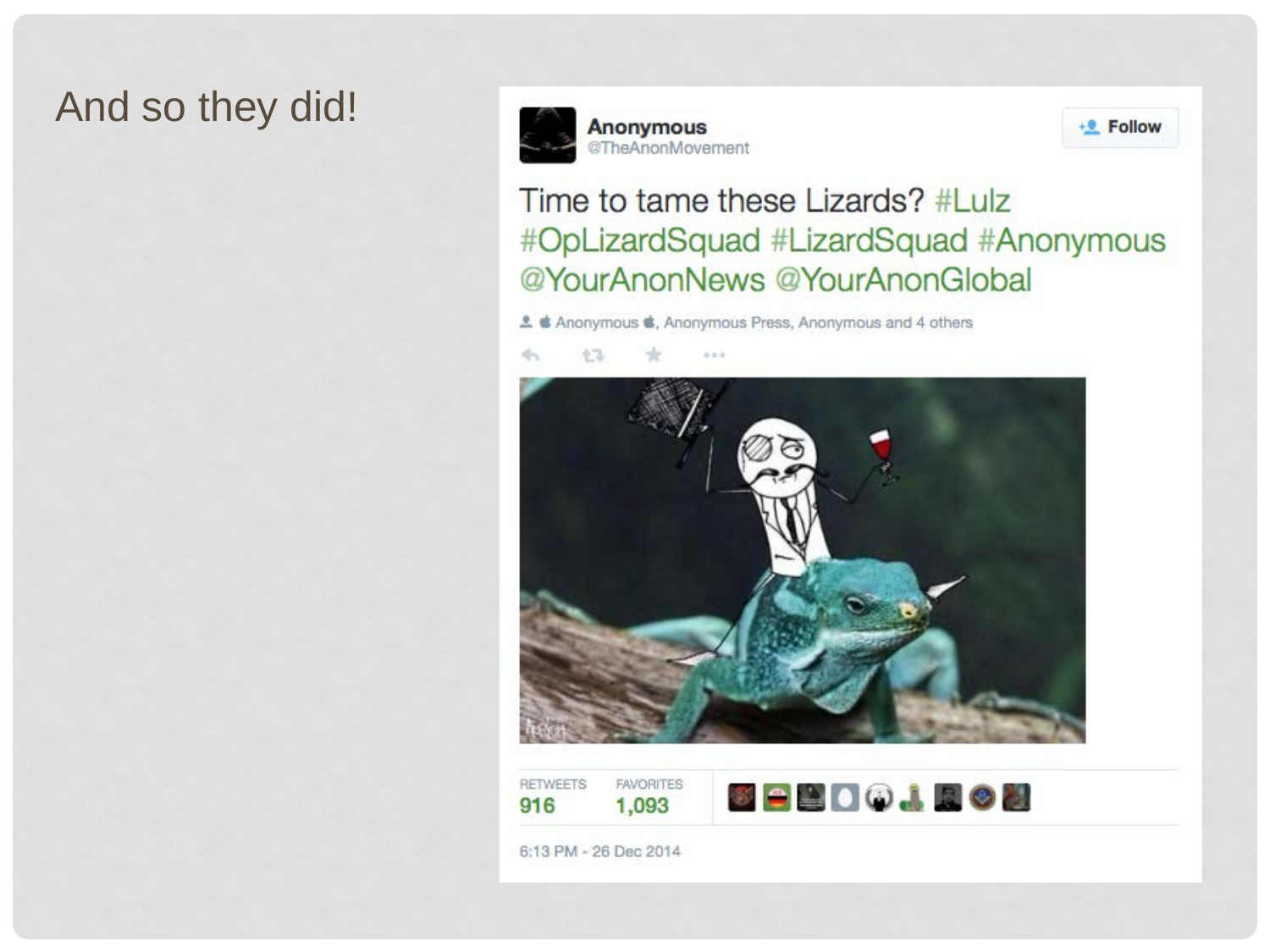And so they did!

**Anonymous**
@TheAnonMovement

Follow

Time to tame these Lizards? #Lulz #OpLizardSquad #LizardSquad #Anonymous @YourAnonNews @YourAnonGlobal

Anonymous , Anonymous Press, Anonymous and 4 others

RETWEETS 916

FAVORITES 1,093

6:13 PM - 26 Dec 2014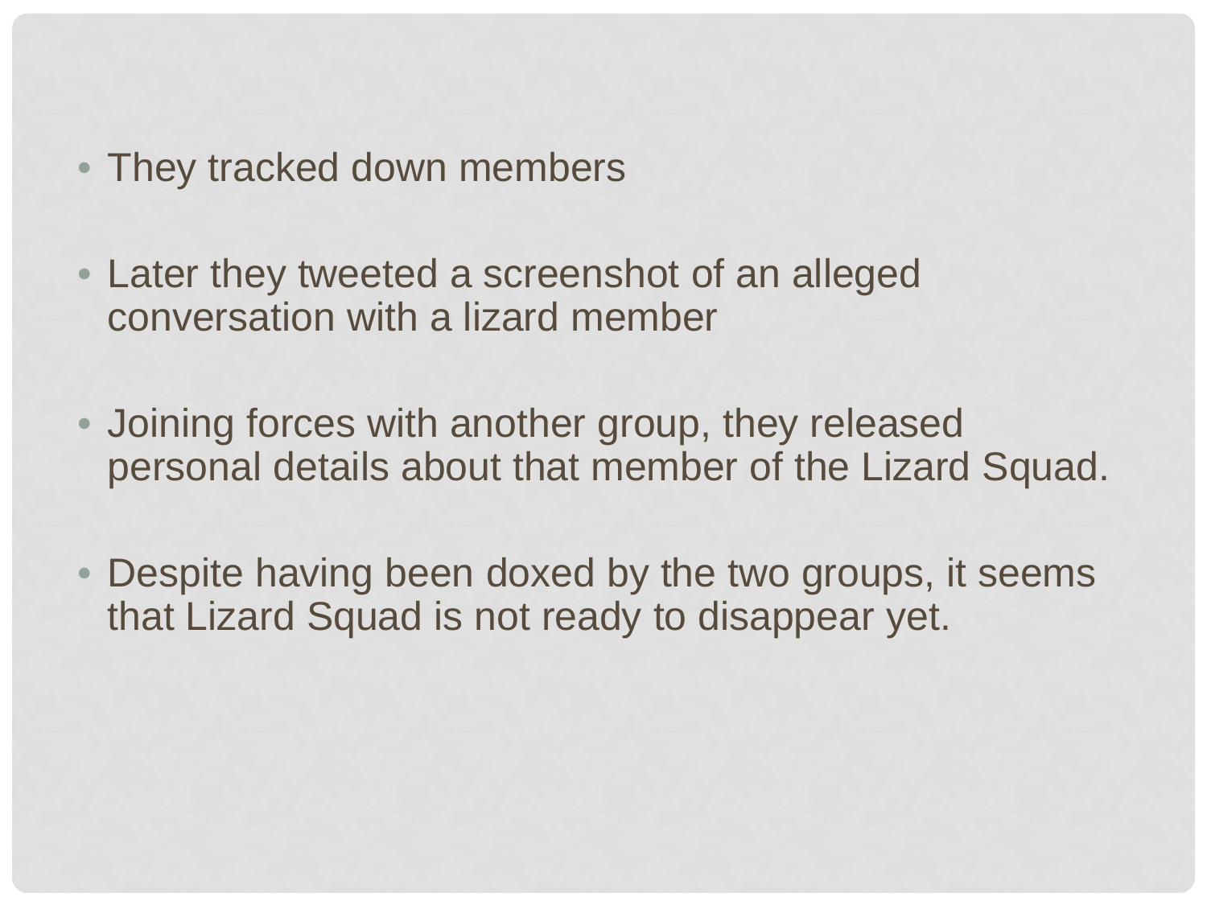- They tracked down members
- Later they tweeted a screenshot of an alleged conversation with a lizard member
- Joining forces with another group, they released personal details about that member of the Lizard Squad.
- Despite having been doxed by the two groups, it seems that Lizard Squad is not ready to disappear yet.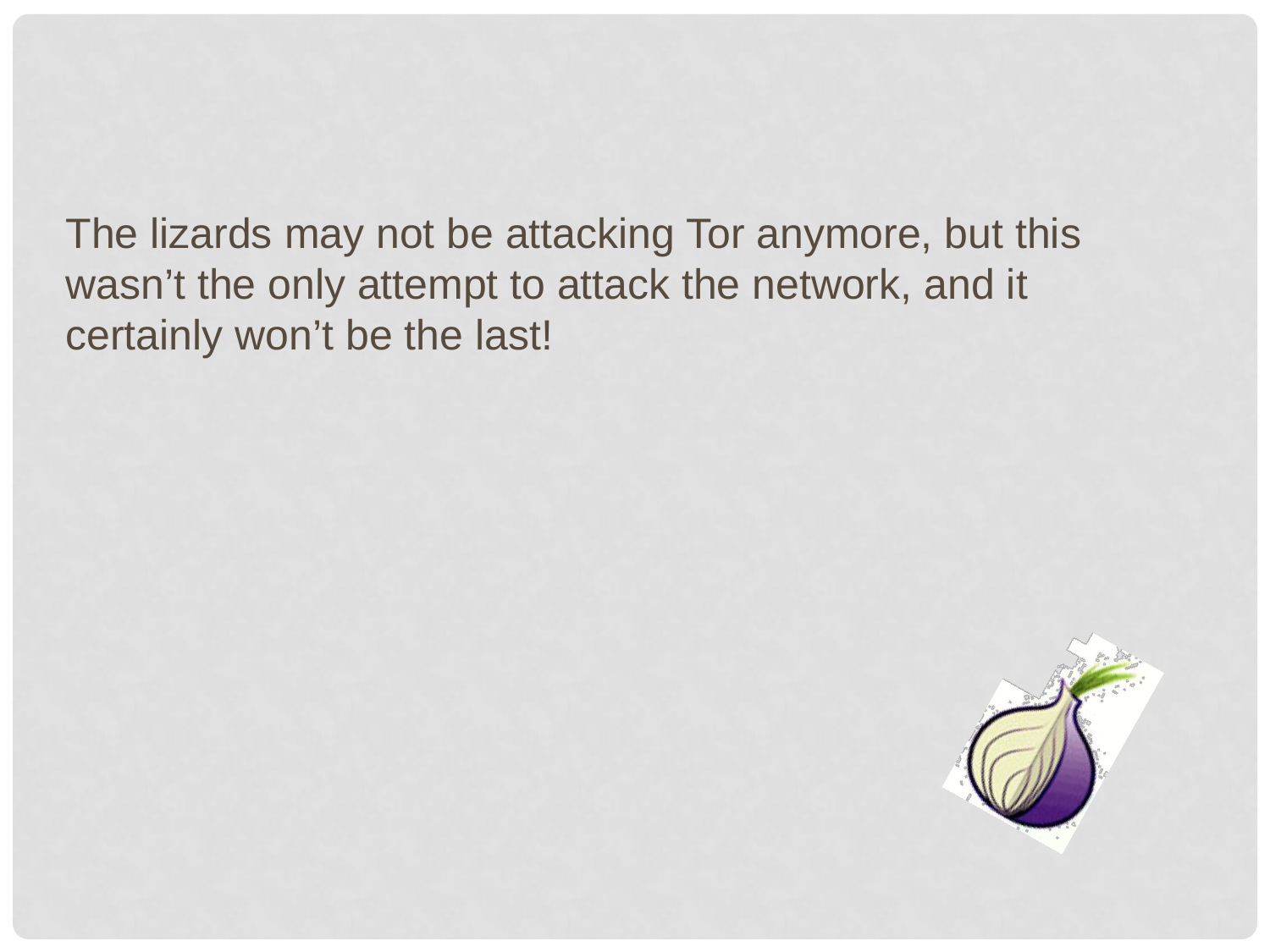The lizards may not be attacking Tor anymore, but this wasn't the only attempt to attack the network, and it certainly won't be the last!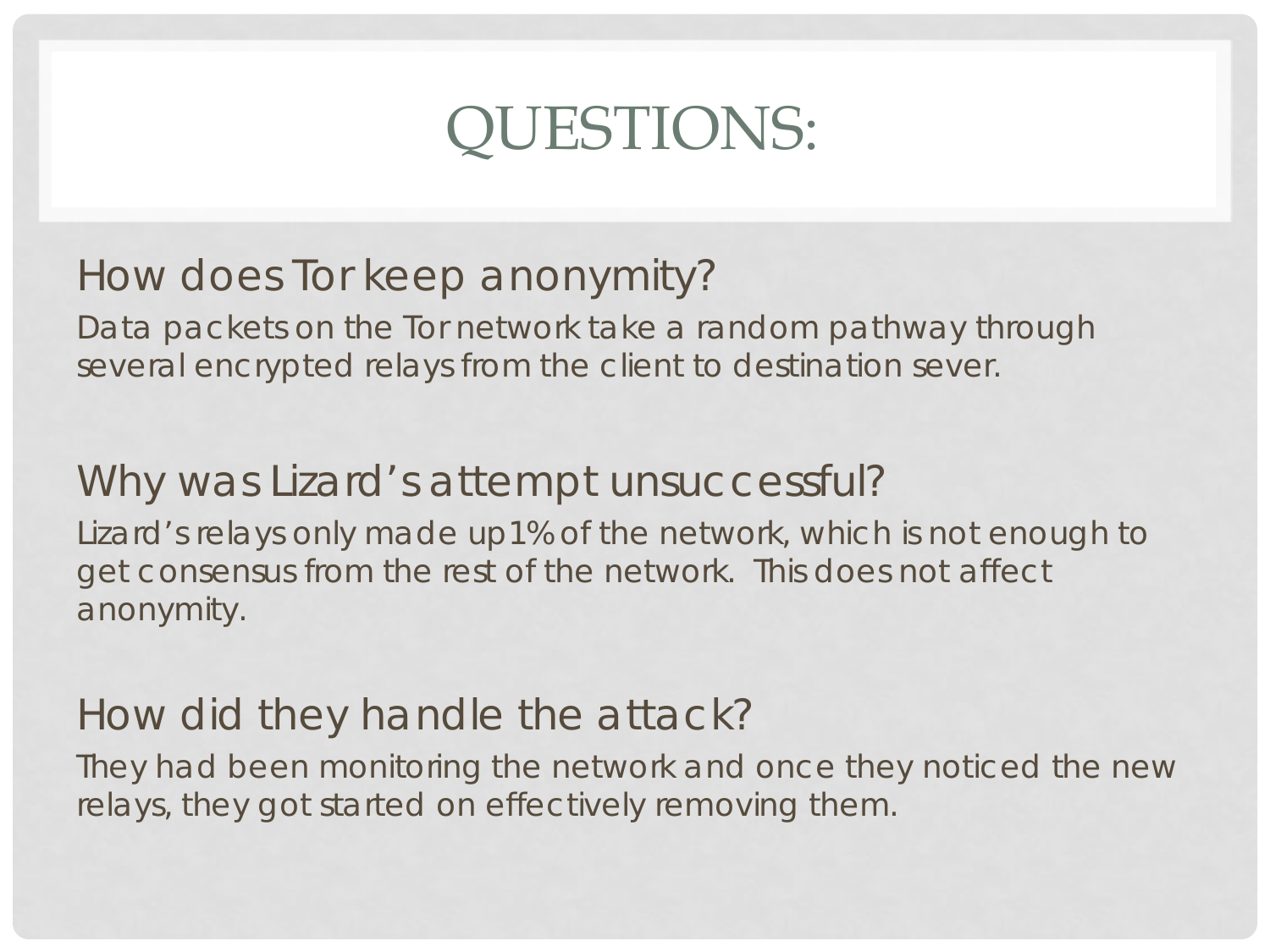# QUESTIONS:

## How does Tor keep anonymity?

Data packets on the Tor network take a random pathway through several encrypted relays from the client to destination sever.

## Why was Lizard's attempt unsuccessful?

Lizard's relays only made up 1% of the network, which is not enough to get consensus from the rest of the network. This does not affect anonymity.

## How did they handle the attack?

They had been monitoring the network and once they noticed the new relays, they got started on effectively removing them.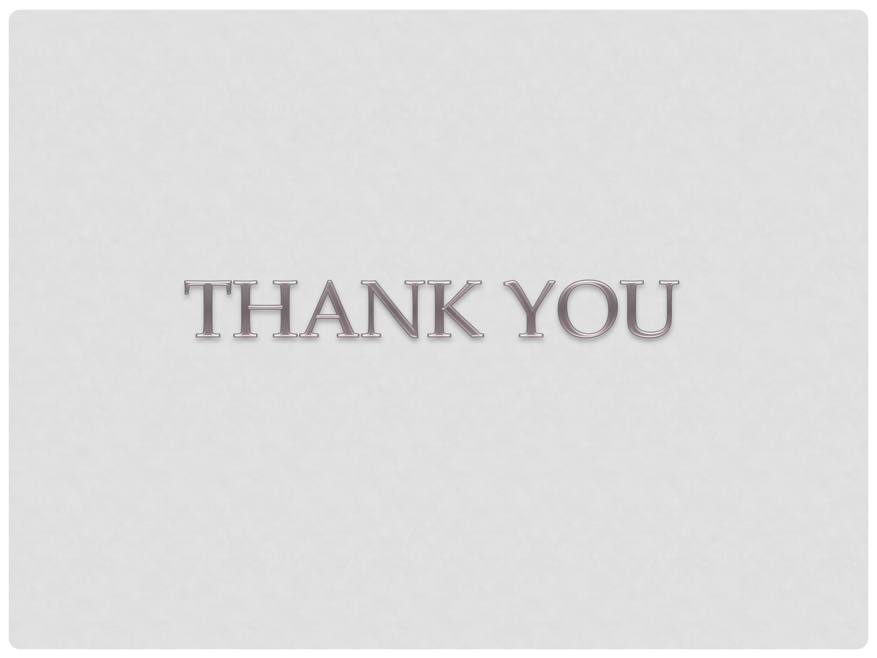# THANK YOU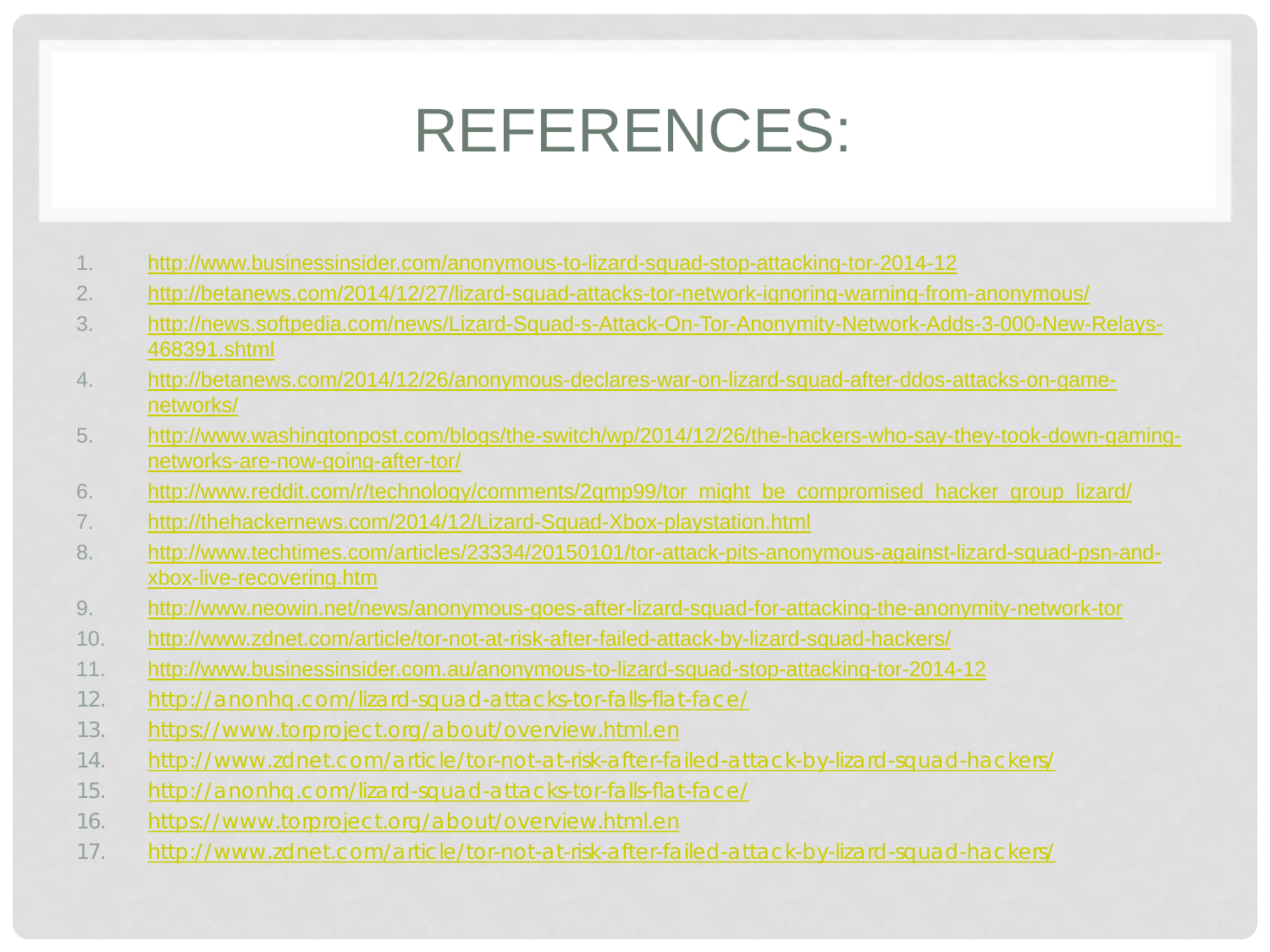# REFERENCES:

1. http://www.businessinsider.com/anonymous-to-lizard-squad-stop-attacking-tor-2014-12
2. http://betanews.com/2014/12/27/lizard-squad-attacks-tor-network-ignoring-warning-from-anonymous/
3. http://news.softpedia.com/news/Lizard-Squad-s-Attack-On-Tor-Anonymity-Network-Adds-3-000-New-Relays-468391.shtml
4. http://betanews.com/2014/12/26/anonymous-declares-war-on-lizard-squad-after-ddos-attacks-on-game-networks/
5. http://www.washingtonpost.com/blogs/the-switch/wp/2014/12/26/the-hackers-who-say-they-took-down-gaming-networks-are-now-going-after-tor/
6. http://www.reddit.com/r/technology/comments/2qmp99/tor_might_be_compromised_hacker_group_lizard/
7. http://thehackernews.com/2014/12/Lizard-Squad-Xbox-playstation.html
8. http://www.techtimes.com/articles/23334/20150101/tor-attack-pits-anonymous-against-lizard-squad-psn-and-xbox-live-recovering.htm
9. http://www.neowin.net/news/anonymous-goes-after-lizard-squad-for-attacking-the-anonymity-network-tor
10. http://www.zdnet.com/article/tor-not-at-risk-after-failed-attack-by-lizard-squad-hackers/
11. http://www.businessinsider.com.au/anonymous-to-lizard-squad-stop-attacking-tor-2014-12
12. http://anonhq.com/lizard-squad-attacks-tor-falls-flat-face/
13. https://www.torproject.org/about/overview.html.en
14. http://www.zdnet.com/article/tor-not-at-risk-after-failed-attack-by-lizard-squad-hackers/
15. http://anonhq.com/lizard-squad-attacks-tor-falls-flat-face/
16. https://www.torproject.org/about/overview.html.en
17. http://www.zdnet.com/article/tor-not-at-risk-after-failed-attack-by-lizard-squad-hackers/